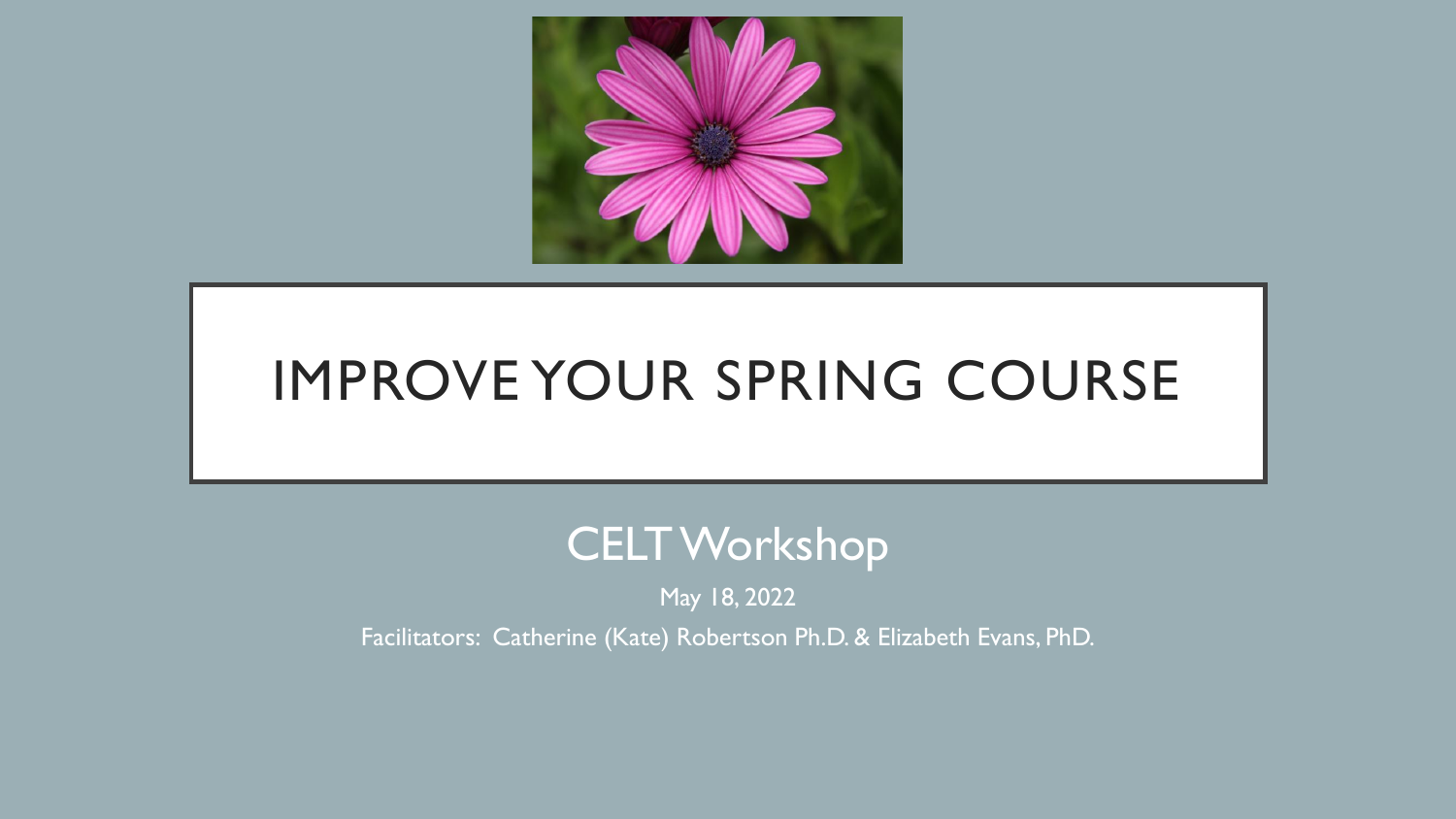# IMPROVE YOUR SPRING COURSE

## CELT Workshop

May 18, 2022

Facilitators: Catherine (Kate) Robertson Ph.D. & Elizabeth Evans, PhD.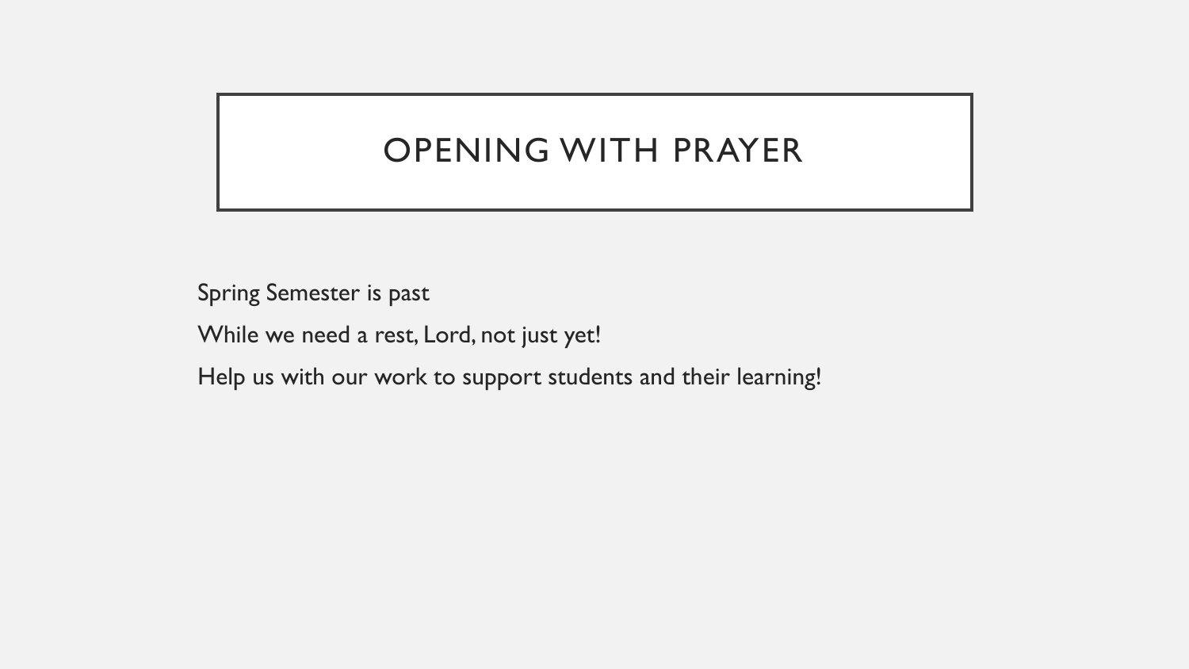# OPENING WITH PRAYER

Spring Semester is past

While we need a rest, Lord, not just yet!

Help us with our work to support students and their learning!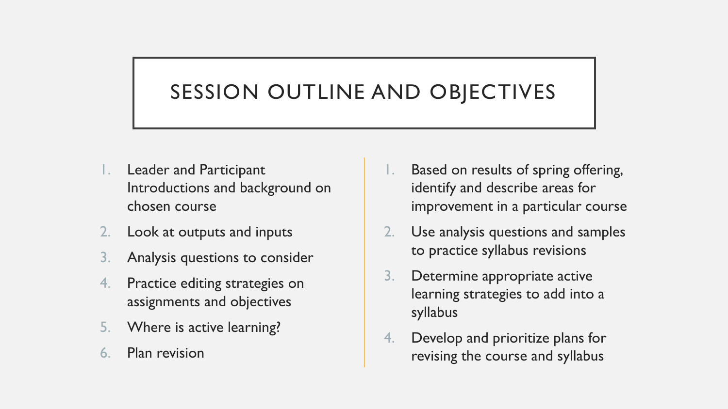# SESSION OUTLINE AND OBJECTIVES

1. Leader and Participant Introductions and background on chosen course
2. Look at outputs and inputs
3. Analysis questions to consider
4. Practice editing strategies on assignments and objectives
5. Where is active learning?
6. Plan revision

1. Based on results of spring offering, identify and describe areas for improvement in a particular course
2. Use analysis questions and samples to practice syllabus revisions
3. Determine appropriate active learning strategies to add into a syllabus
4. Develop and prioritize plans for revising the course and syllabus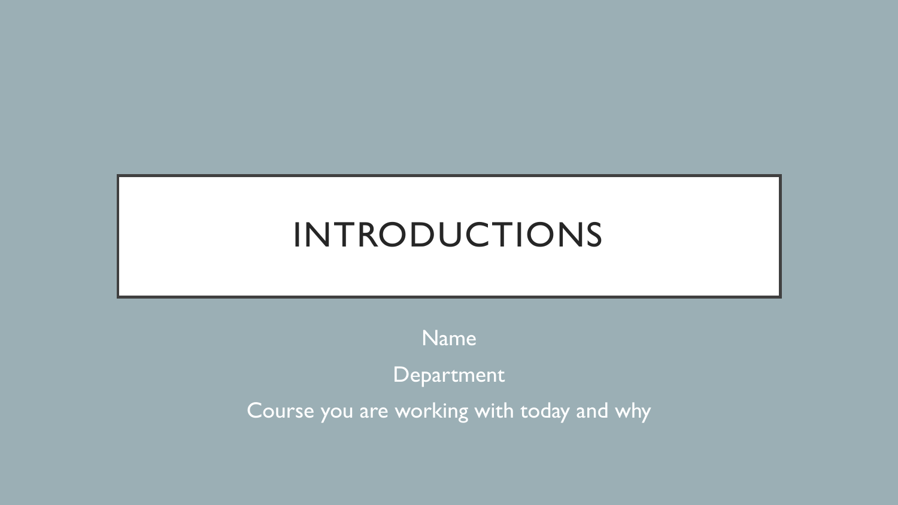# INTRODUCTIONS

Name

Department

Course you are working with today and why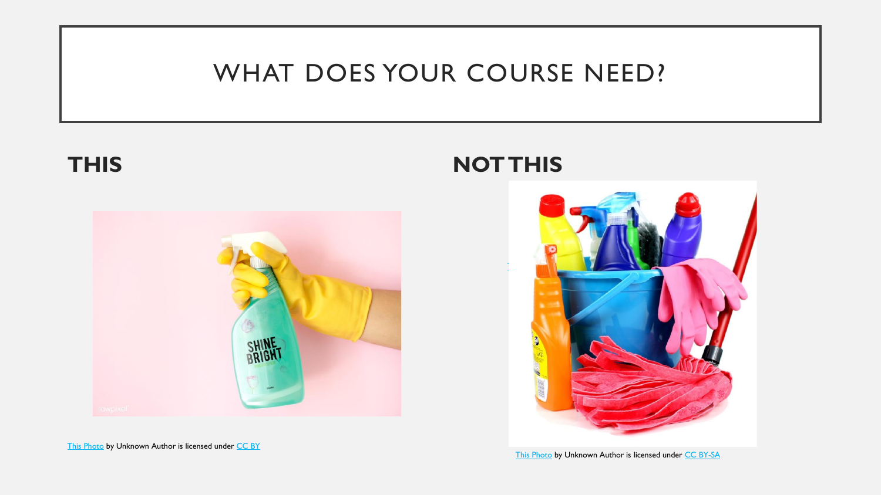# WHAT DOES YOUR COURSE NEED?

**THIS**

This Photo by Unknown Author is licensed under CC BY

**NOT THIS**

This Photo by Unknown Author is licensed under CC BY-SA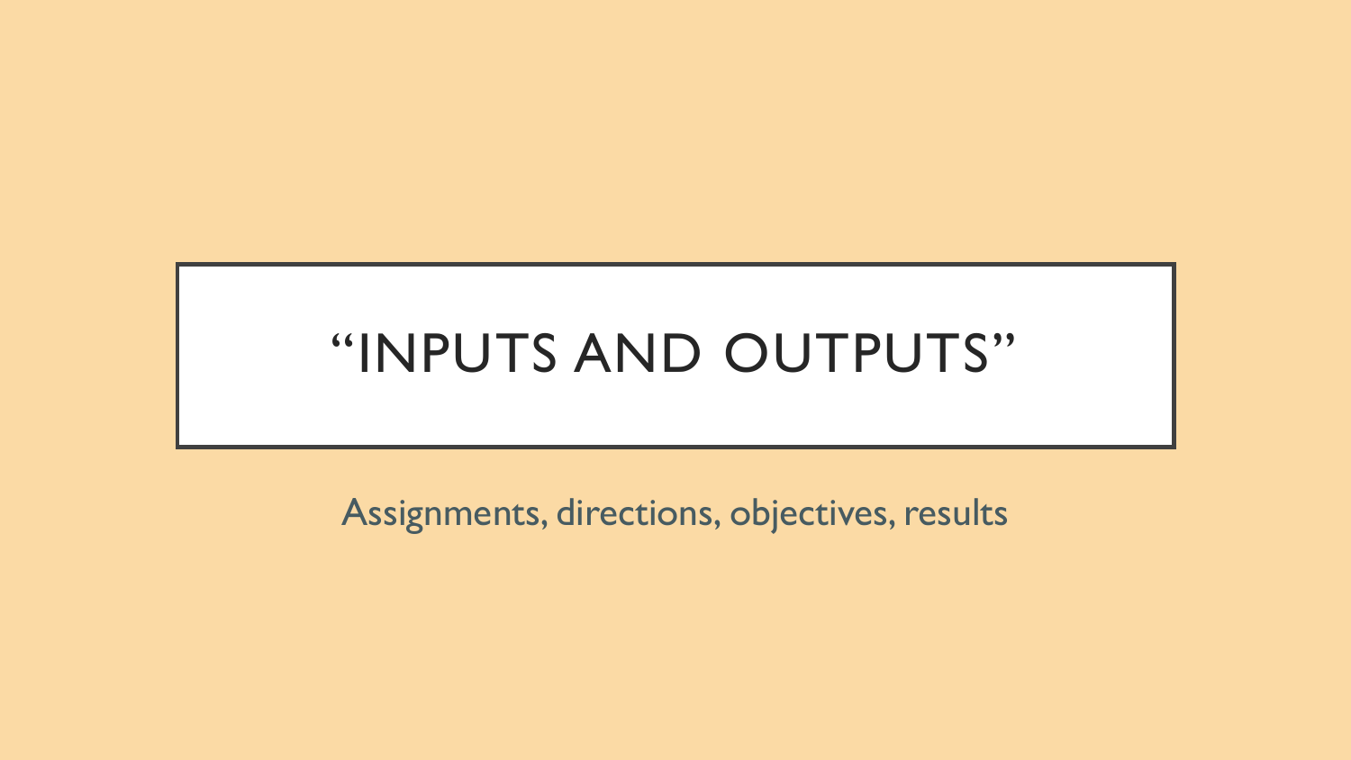# "INPUTS AND OUTPUTS"

Assignments, directions, objectives, results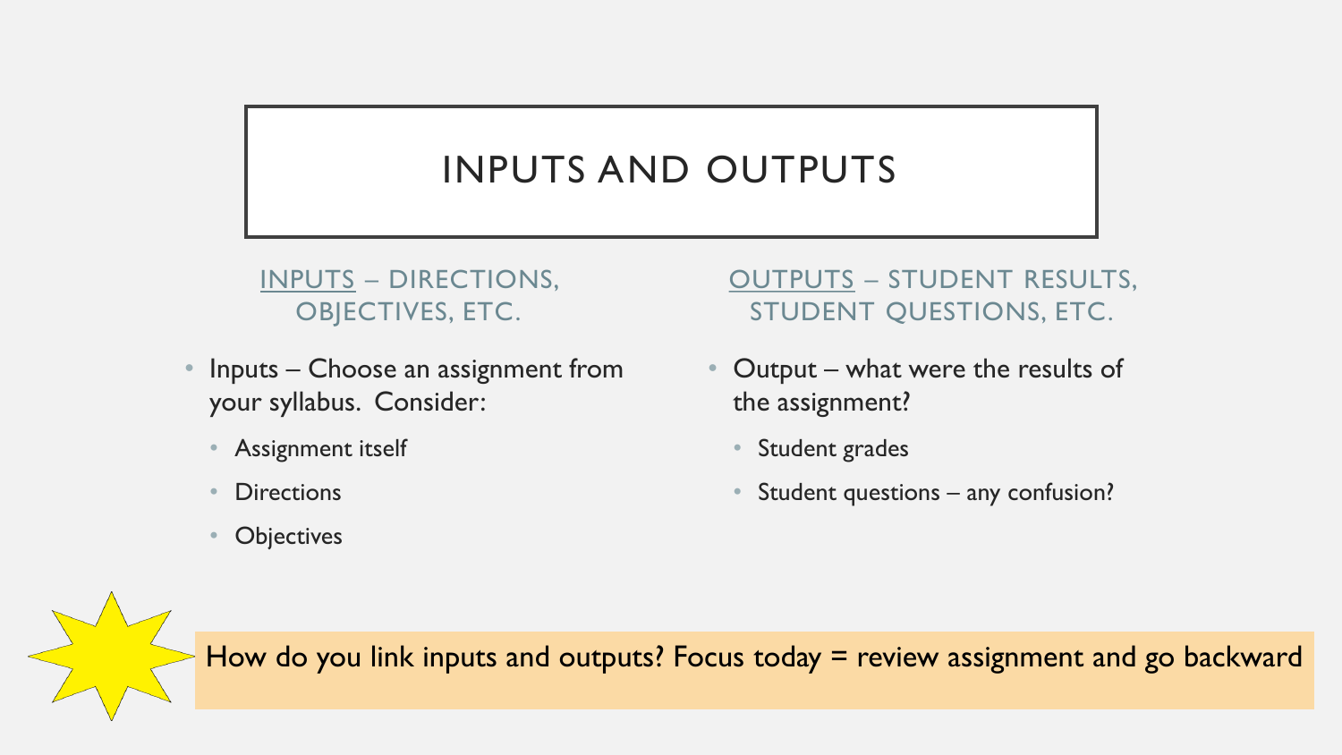# INPUTS AND OUTPUTS

## INPUTS – DIRECTIONS, OBJECTIVES, ETC.

- Inputs – Choose an assignment from your syllabus. Consider:
  - Assignment itself
  - Directions
  - Objectives

## OUTPUTS – STUDENT RESULTS, STUDENT QUESTIONS, ETC.

- Output – what were the results of the assignment?
  - Student grades
  - Student questions – any confusion?

How do you link inputs and outputs? Focus today = review assignment and go backward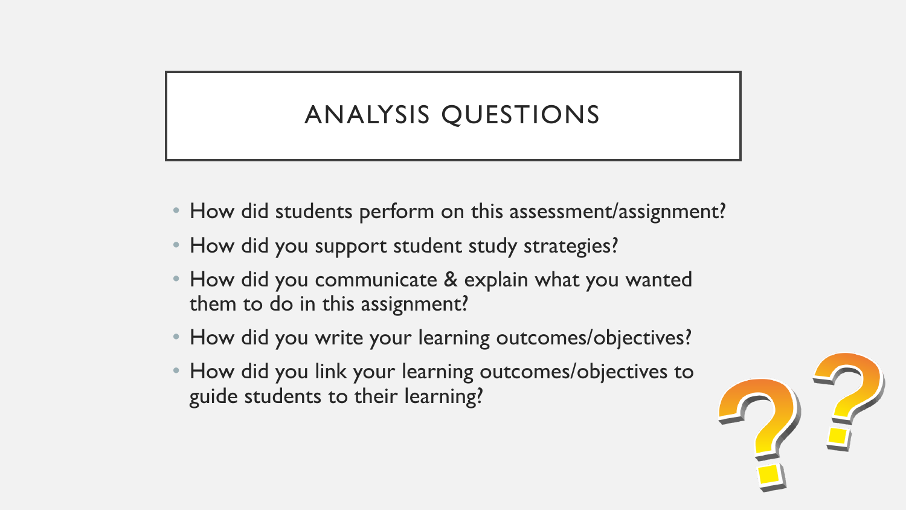# ANALYSIS QUESTIONS

- How did students perform on this assessment/assignment?
- How did you support student study strategies?
- How did you communicate & explain what you wanted them to do in this assignment?
- How did you write your learning outcomes/objectives?
- How did you link your learning outcomes/objectives to guide students to their learning?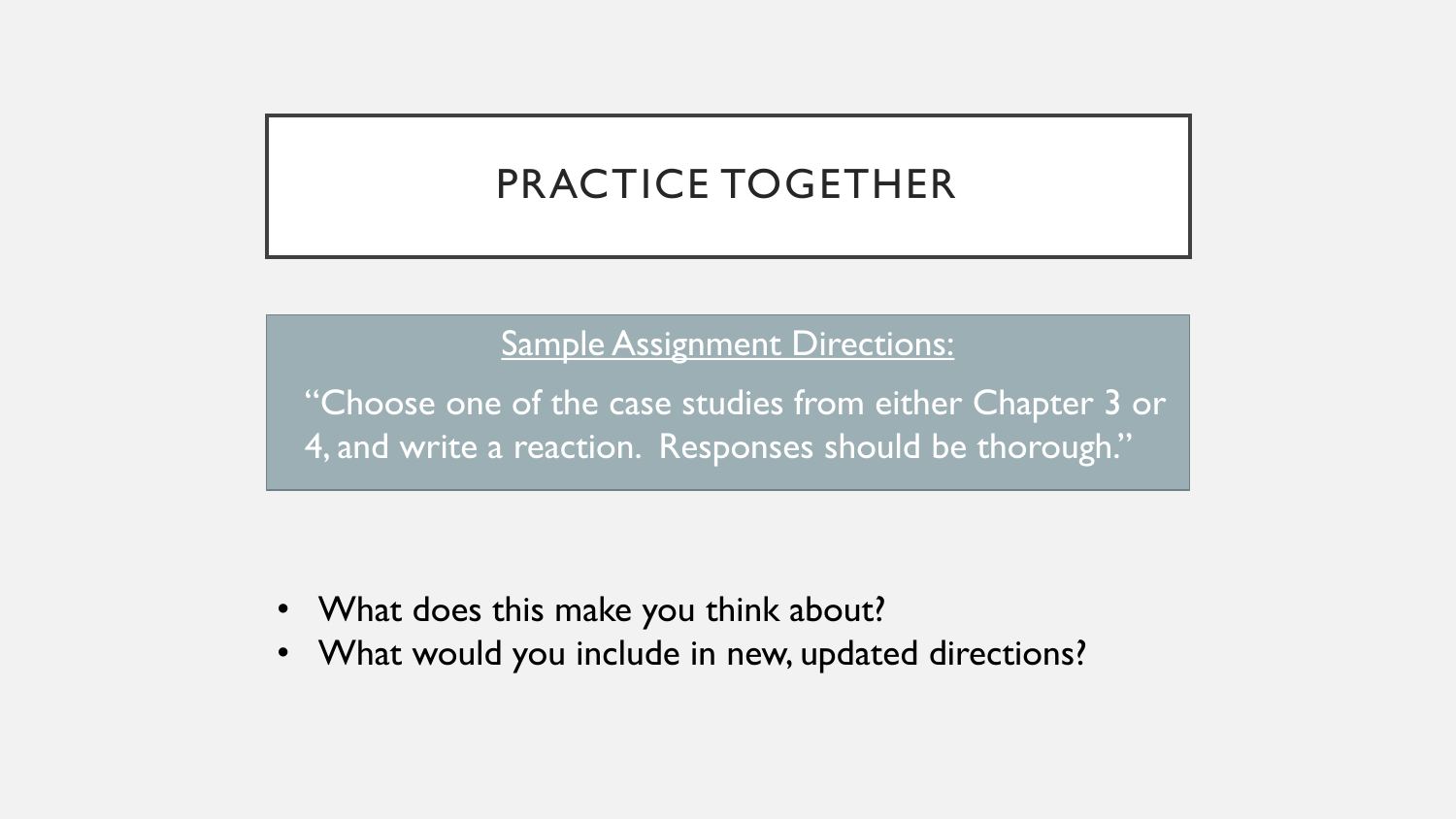# PRACTICE TOGETHER

Sample Assignment Directions:

"Choose one of the case studies from either Chapter 3 or 4, and write a reaction. Responses should be thorough."

- What does this make you think about?
- What would you include in new, updated directions?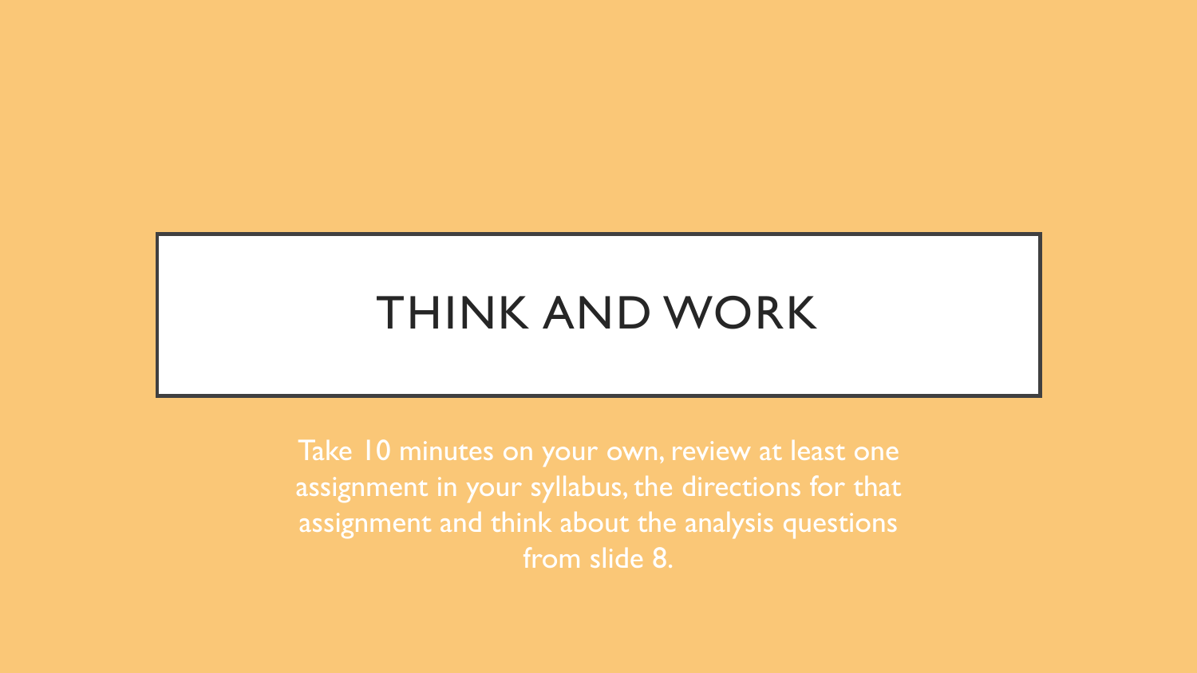# THINK AND WORK

Take 10 minutes on your own, review at least one assignment in your syllabus, the directions for that assignment and think about the analysis questions from slide 8.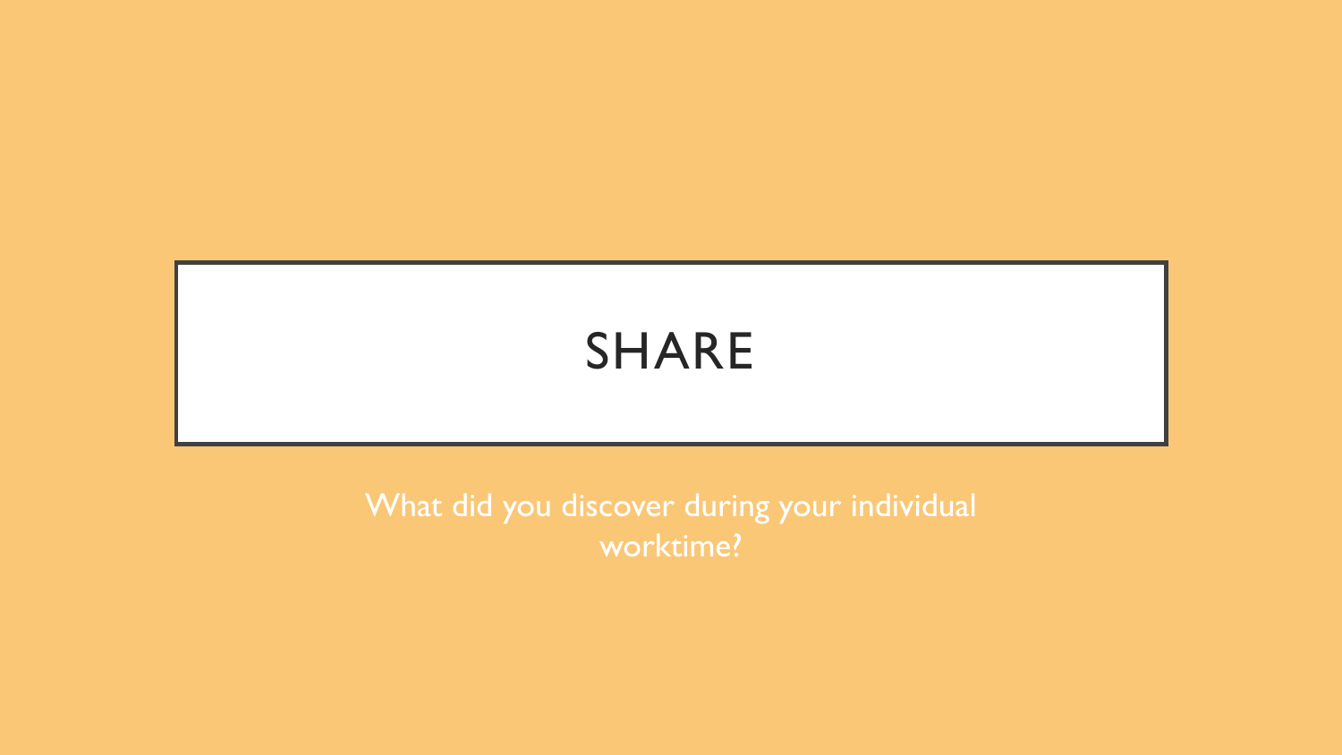# SHARE

What did you discover during your individual worktime?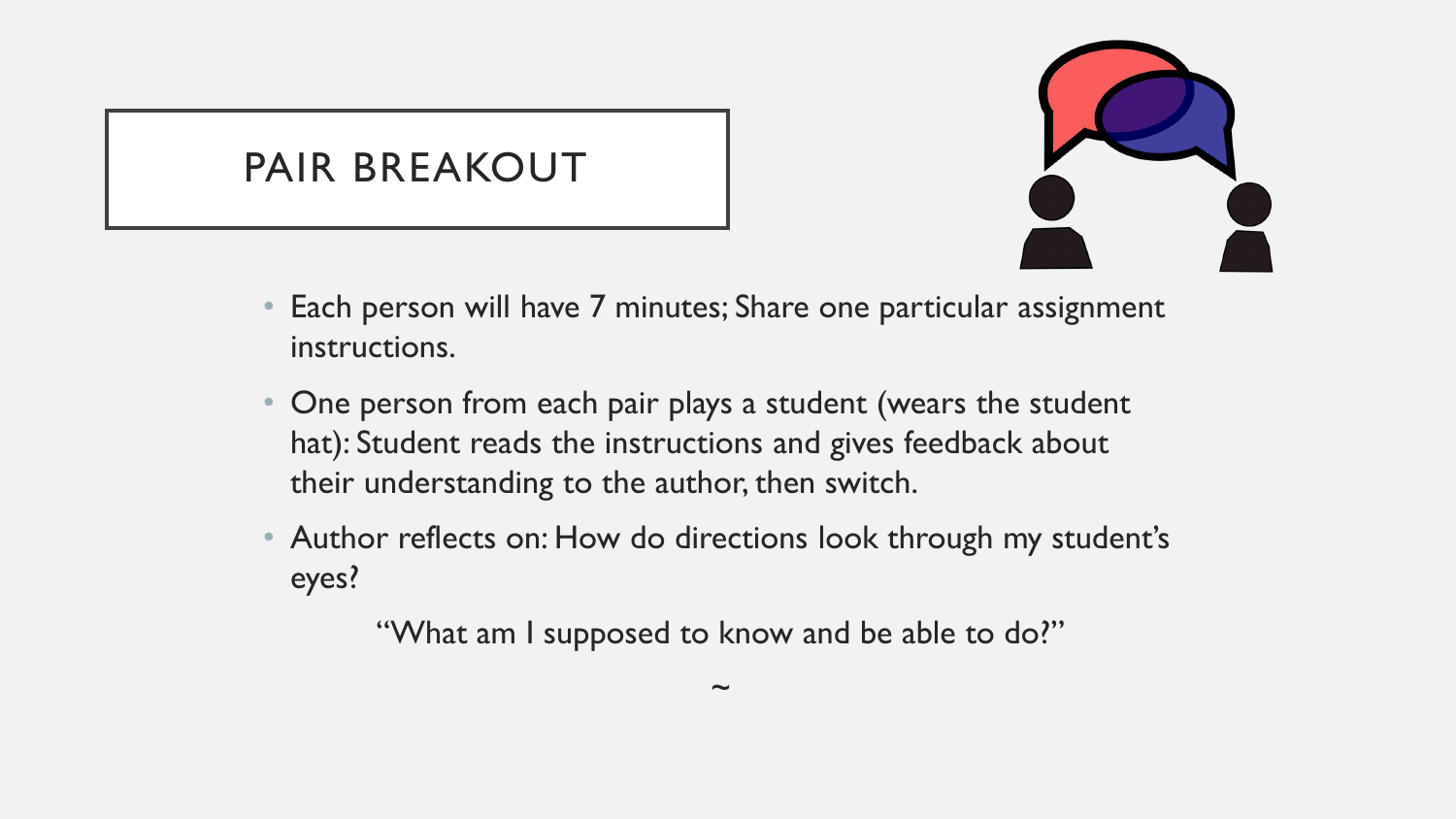# PAIR BREAKOUT

- Each person will have 7 minutes; Share one particular assignment instructions.
- One person from each pair plays a student (wears the student hat): Student reads the instructions and gives feedback about their understanding to the author, then switch.
- Author reflects on: How do directions look through my student's eyes?

"What am I supposed to know and be able to do?"

~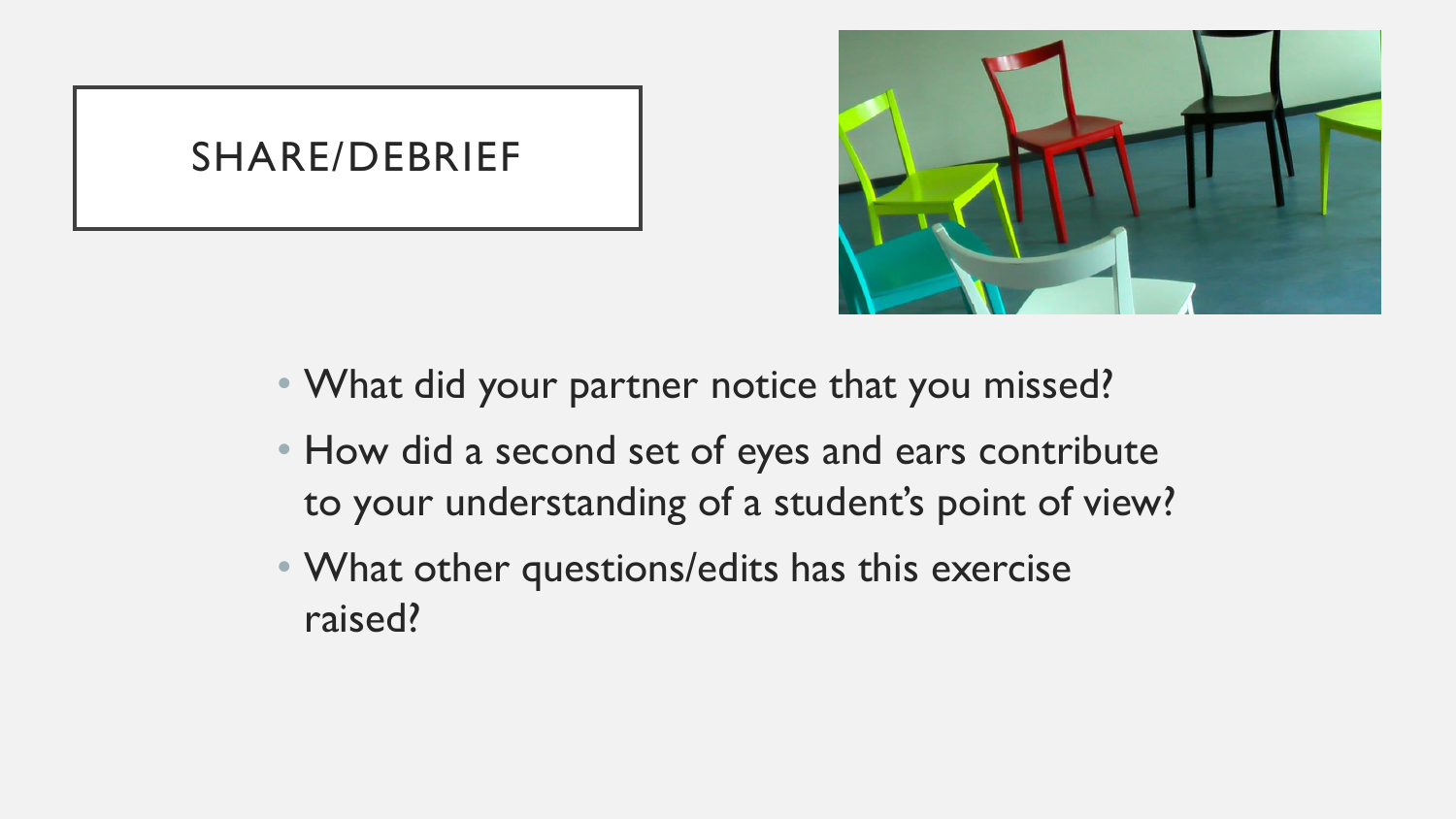# SHARE/DEBRIEF

- What did your partner notice that you missed?
- How did a second set of eyes and ears contribute to your understanding of a student's point of view?
- What other questions/edits has this exercise raised?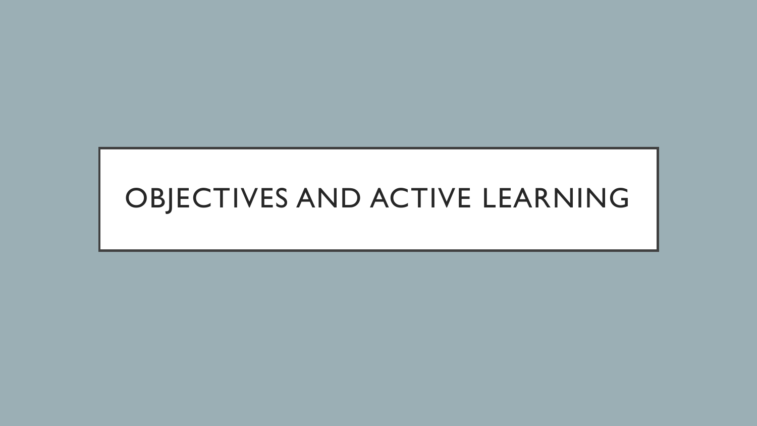# OBJECTIVES AND ACTIVE LEARNING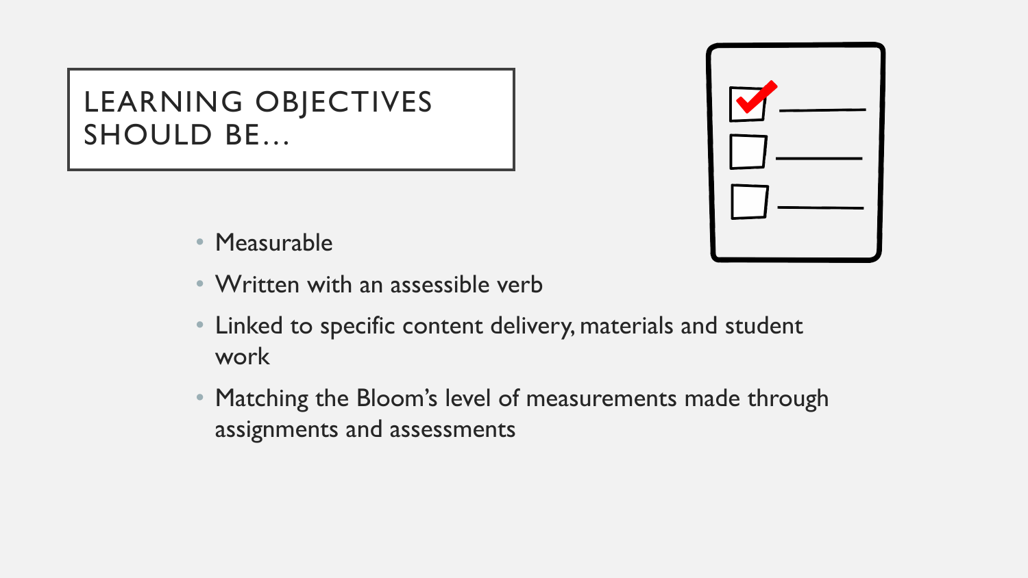# LEARNING OBJECTIVES SHOULD BE…

- Measurable
- Written with an assessible verb
- Linked to specific content delivery, materials and student work
- Matching the Bloom’s level of measurements made through assignments and assessments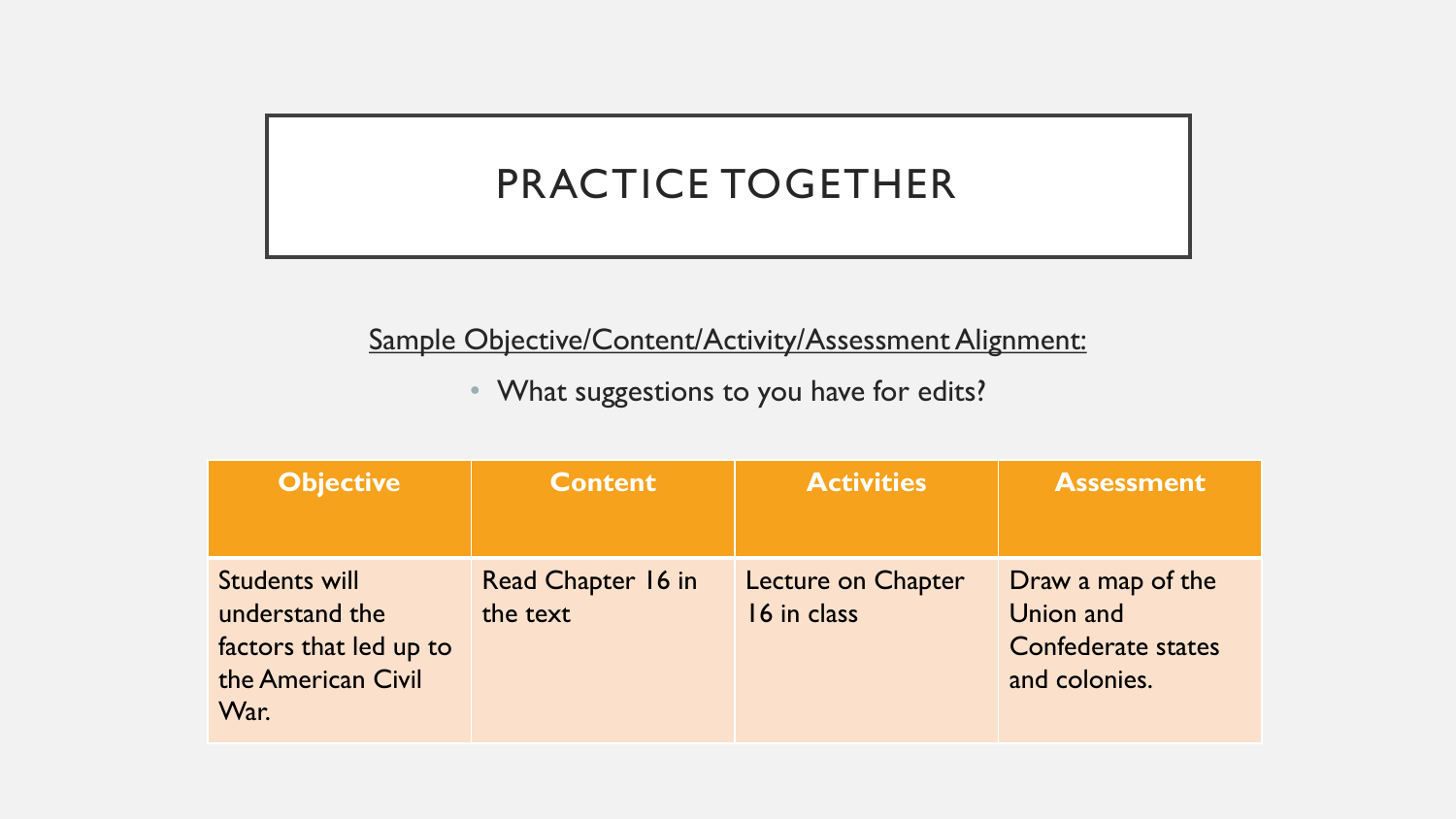# PRACTICE TOGETHER

<u>Sample Objective/Content/Activity/Assessment Alignment:</u>

- What suggestions to you have for edits?

| Objective | Content | Activities | Assessment |
|---|---|---|---|
| Students will understand the factors that led up to the American Civil War. | Read Chapter 16 in the text | Lecture on Chapter 16 in class | Draw a map of the Union and Confederate states and colonies. |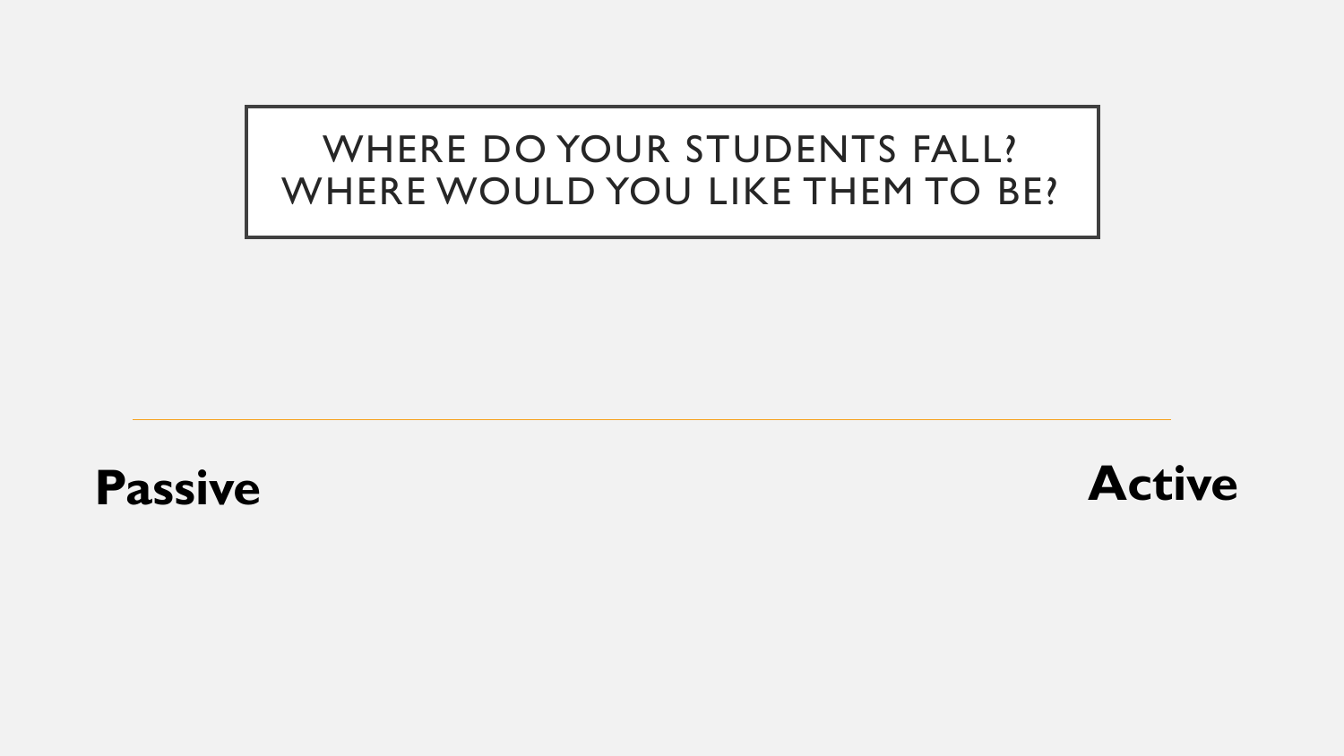# WHERE DO YOUR STUDENTS FALL? WHERE WOULD YOU LIKE THEM TO BE?

---

**Passive** **Active**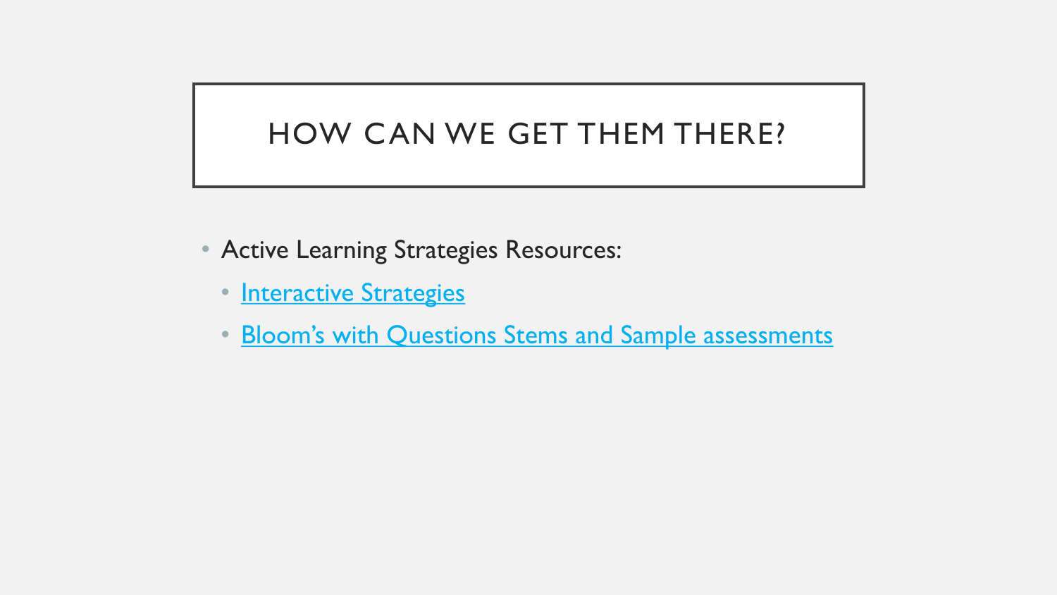# HOW CAN WE GET THEM THERE?

- Active Learning Strategies Resources:
  - Interactive Strategies
  - Bloom's with Questions Stems and Sample assessments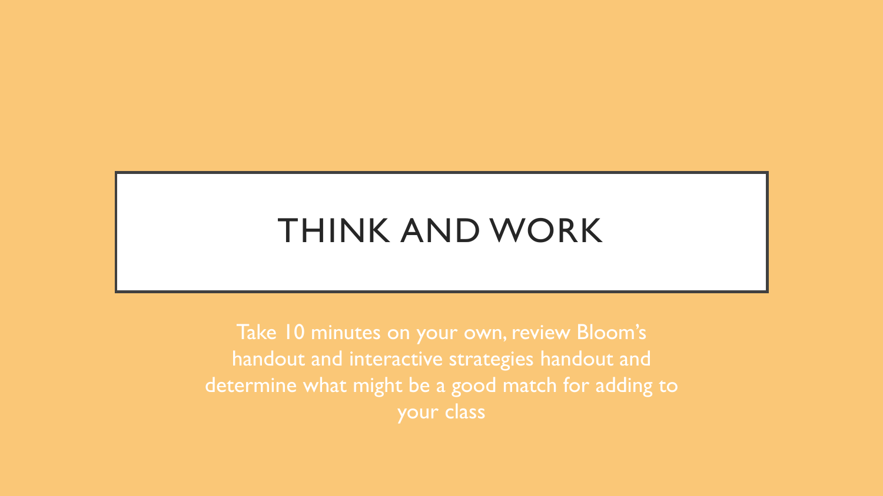# THINK AND WORK

Take 10 minutes on your own, review Bloom's handout and interactive strategies handout and determine what might be a good match for adding to your class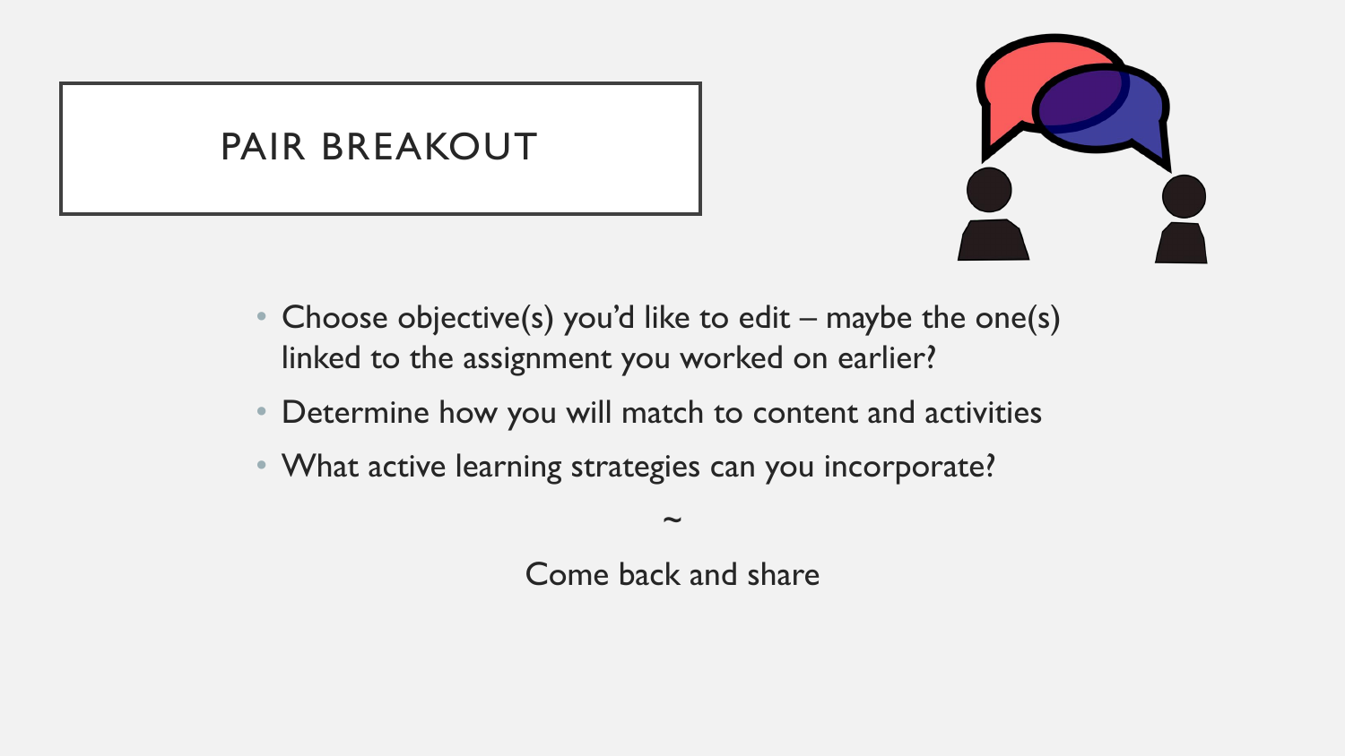# PAIR BREAKOUT

- Choose objective(s) you'd like to edit – maybe the one(s) linked to the assignment you worked on earlier?
- Determine how you will match to content and activities
- What active learning strategies can you incorporate?

~

Come back and share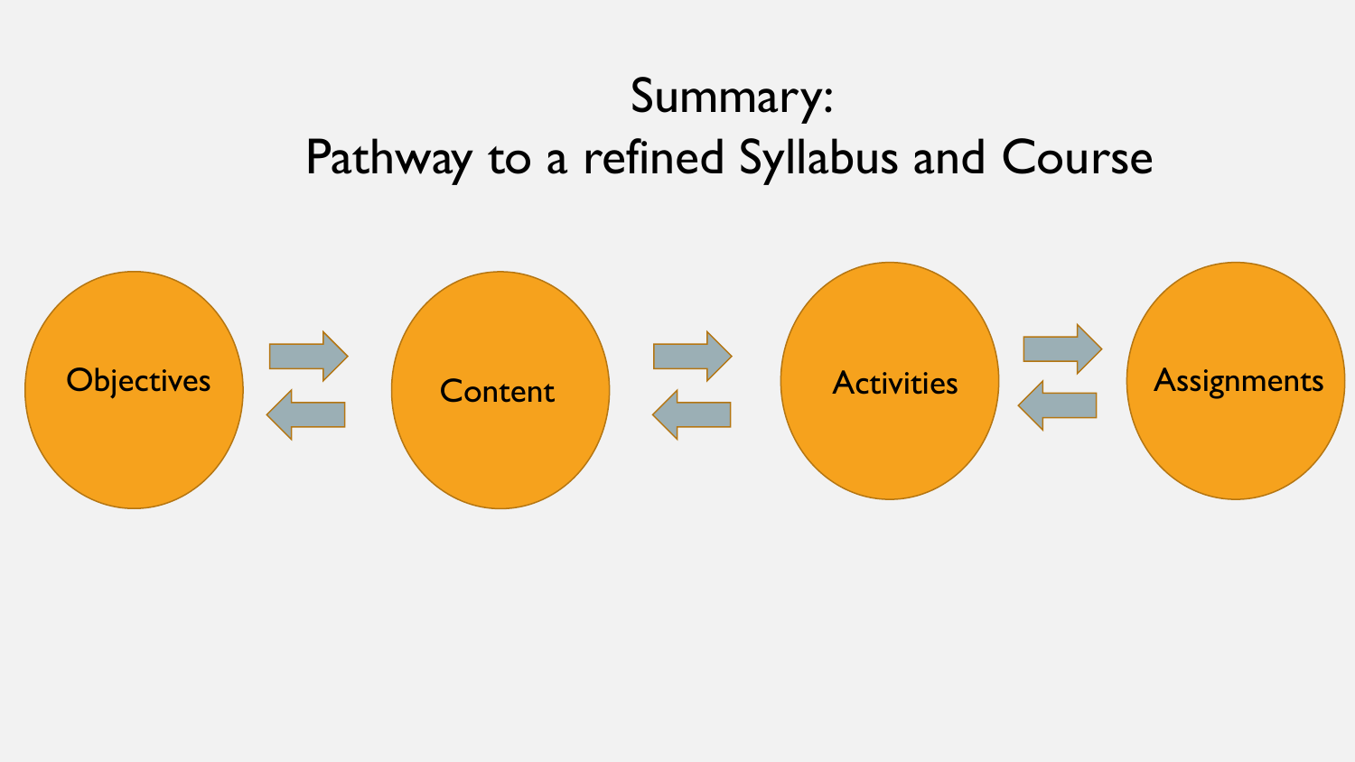# Summary: Pathway to a refined Syllabus and Course

Objectives ⇄ Content ⇄ Activities ⇄ Assignments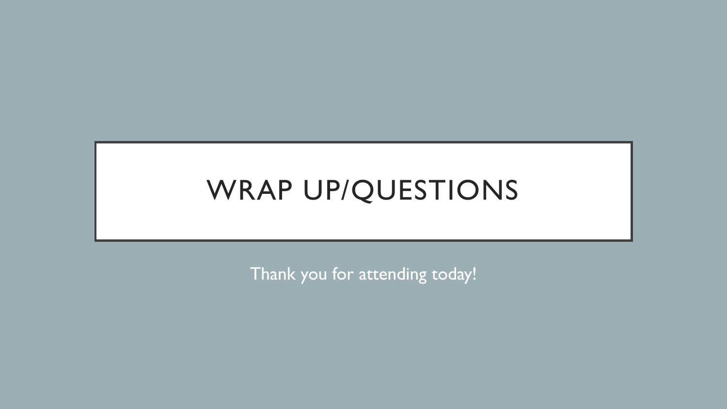# WRAP UP/QUESTIONS

Thank you for attending today!